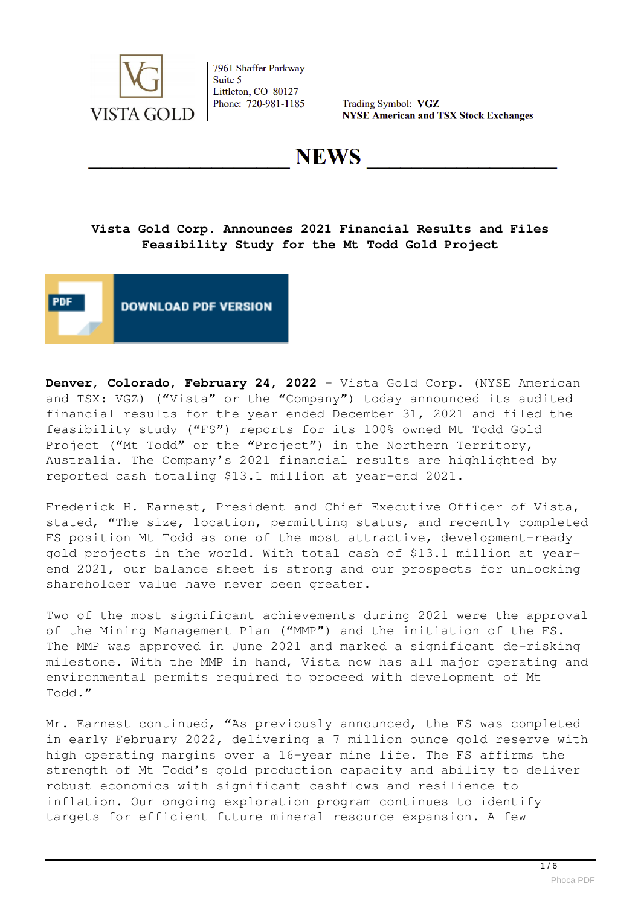VISTA GOLD

7961 Shaffer Parkway
Suite 5
Littleton, CO 80127
Phone: 720-981-1185

Trading Symbol: **VGZ**
**NYSE American and TSX Stock Exchanges**

# NEWS

## Vista Gold Corp. Announces 2021 Financial Results and Files Feasibility Study for the Mt Todd Gold Project

DOWNLOAD PDF VERSION

**Denver, Colorado, February 24, 2022** – Vista Gold Corp. (NYSE American and TSX: VGZ) ("Vista" or the "Company") today announced its audited financial results for the year ended December 31, 2021 and filed the feasibility study ("FS") reports for its 100% owned Mt Todd Gold Project ("Mt Todd" or the "Project") in the Northern Territory, Australia. The Company's 2021 financial results are highlighted by reported cash totaling $13.1 million at year-end 2021.

Frederick H. Earnest, President and Chief Executive Officer of Vista, stated, "The size, location, permitting status, and recently completed FS position Mt Todd as one of the most attractive, development-ready gold projects in the world. With total cash of $13.1 million at year-end 2021, our balance sheet is strong and our prospects for unlocking shareholder value have never been greater.

Two of the most significant achievements during 2021 were the approval of the Mining Management Plan ("MMP") and the initiation of the FS. The MMP was approved in June 2021 and marked a significant de-risking milestone. With the MMP in hand, Vista now has all major operating and environmental permits required to proceed with development of Mt Todd."

Mr. Earnest continued, "As previously announced, the FS was completed in early February 2022, delivering a 7 million ounce gold reserve with high operating margins over a 16-year mine life. The FS affirms the strength of Mt Todd's gold production capacity and ability to deliver robust economics with significant cashflows and resilience to inflation. Our ongoing exploration program continues to identify targets for efficient future mineral resource expansion. A few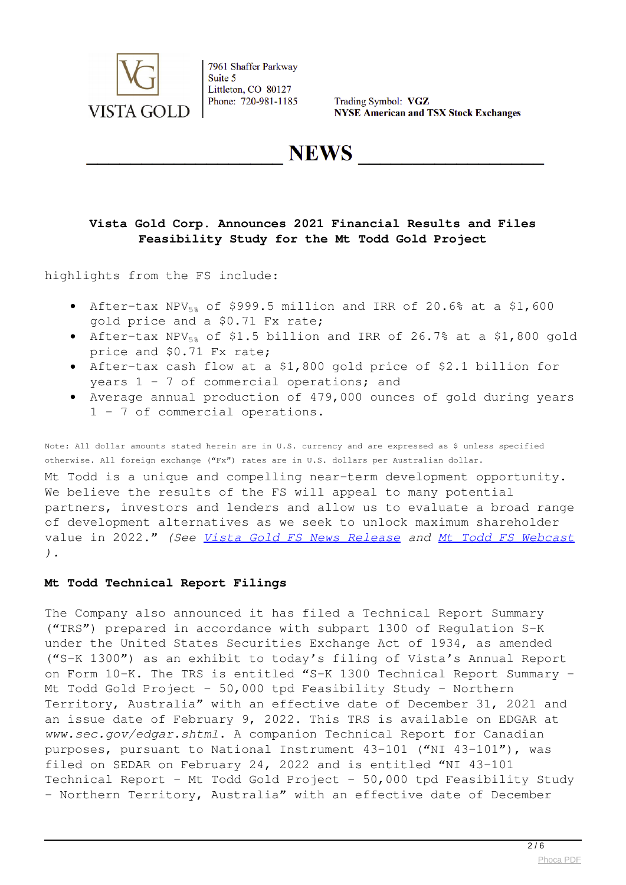# Vista Gold Corp. Announces 2021 Financial Results and Files Feasibility Study for the Mt Todd Gold Project

highlights from the FS include:

- After-tax $NPV_{5\%}$ of $999.5 million and IRR of 20.6% at a $1,600 gold price and a $0.71 Fx rate;
- After-tax $NPV_{5\%}$ of $1.5 billion and IRR of 26.7% at a $1,800 gold price and $0.71 Fx rate;
- After-tax cash flow at a $1,800 gold price of $2.1 billion for years 1 – 7 of commercial operations; and
- Average annual production of 479,000 ounces of gold during years 1 – 7 of commercial operations.

Note: All dollar amounts stated herein are in U.S. currency and are expressed as $ unless specified otherwise. All foreign exchange ("Fx") rates are in U.S. dollars per Australian dollar.

Mt Todd is a unique and compelling near-term development opportunity. We believe the results of the FS will appeal to many potential partners, investors and lenders and allow us to evaluate a broad range of development alternatives as we seek to unlock maximum shareholder value in 2022." *(See Vista Gold FS News Release and Mt Todd FS Webcast ).*

**Mt Todd Technical Report Filings**

The Company also announced it has filed a Technical Report Summary ("TRS") prepared in accordance with subpart 1300 of Regulation S-K under the United States Securities Exchange Act of 1934, as amended ("S-K 1300") as an exhibit to today's filing of Vista's Annual Report on Form 10-K. The TRS is entitled "S-K 1300 Technical Report Summary – Mt Todd Gold Project – 50,000 tpd Feasibility Study – Northern Territory, Australia" with an effective date of December 31, 2021 and an issue date of February 9, 2022. This TRS is available on EDGAR at *www.sec.gov/edgar.shtml*. A companion Technical Report for Canadian purposes, pursuant to National Instrument 43-101 ("NI 43-101"), was filed on SEDAR on February 24, 2022 and is entitled "NI 43-101 Technical Report – Mt Todd Gold Project – 50,000 tpd Feasibility Study – Northern Territory, Australia" with an effective date of December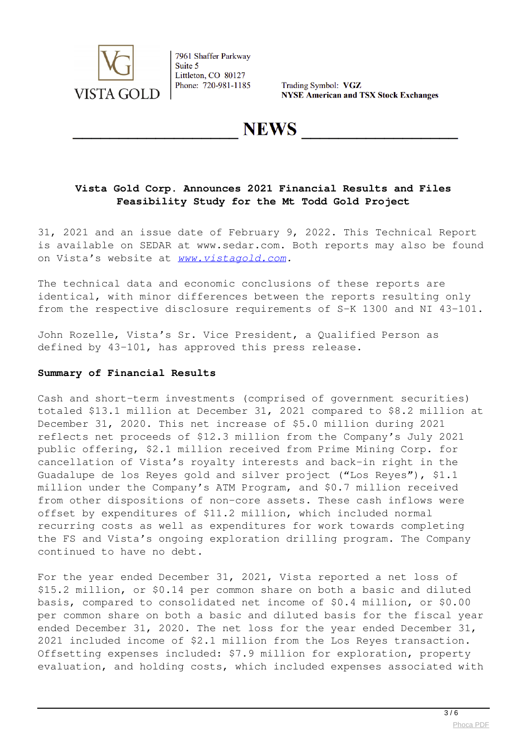# Vista Gold Corp. Announces 2021 Financial Results and Files Feasibility Study for the Mt Todd Gold Project

31, 2021 and an issue date of February 9, 2022. This Technical Report is available on SEDAR at www.sedar.com. Both reports may also be found on Vista's website at *www.vistagold.com*.

The technical data and economic conclusions of these reports are identical, with minor differences between the reports resulting only from the respective disclosure requirements of S-K 1300 and NI 43-101.

John Rozelle, Vista's Sr. Vice President, a Qualified Person as defined by 43-101, has approved this press release.

**Summary of Financial Results**

Cash and short-term investments (comprised of government securities) totaled \$13.1 million at December 31, 2021 compared to \$8.2 million at December 31, 2020. This net increase of \$5.0 million during 2021 reflects net proceeds of \$12.3 million from the Company's July 2021 public offering, \$2.1 million received from Prime Mining Corp. for cancellation of Vista's royalty interests and back-in right in the Guadalupe de los Reyes gold and silver project ("Los Reyes"), \$1.1 million under the Company's ATM Program, and \$0.7 million received from other dispositions of non-core assets. These cash inflows were offset by expenditures of \$11.2 million, which included normal recurring costs as well as expenditures for work towards completing the FS and Vista's ongoing exploration drilling program. The Company continued to have no debt.

For the year ended December 31, 2021, Vista reported a net loss of \$15.2 million, or \$0.14 per common share on both a basic and diluted basis, compared to consolidated net income of \$0.4 million, or \$0.00 per common share on both a basic and diluted basis for the fiscal year ended December 31, 2020. The net loss for the year ended December 31, 2021 included income of \$2.1 million from the Los Reyes transaction. Offsetting expenses included: \$7.9 million for exploration, property evaluation, and holding costs, which included expenses associated with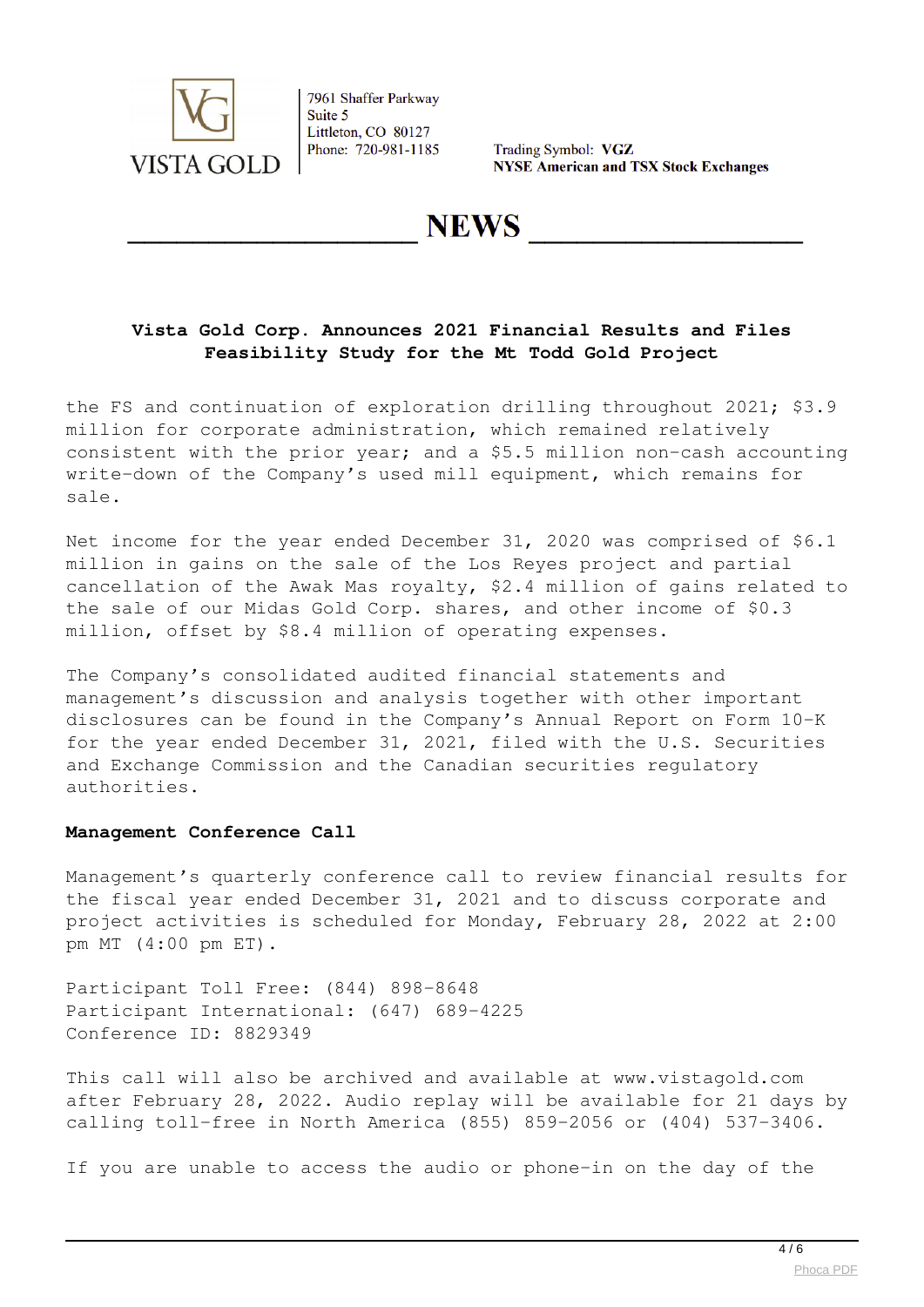the FS and continuation of exploration drilling throughout 2021; $3.9 million for corporate administration, which remained relatively consistent with the prior year; and a $5.5 million non-cash accounting write-down of the Company's used mill equipment, which remains for sale.

Net income for the year ended December 31, 2020 was comprised of $6.1 million in gains on the sale of the Los Reyes project and partial cancellation of the Awak Mas royalty, $2.4 million of gains related to the sale of our Midas Gold Corp. shares, and other income of $0.3 million, offset by $8.4 million of operating expenses.

The Company's consolidated audited financial statements and management's discussion and analysis together with other important disclosures can be found in the Company's Annual Report on Form 10-K for the year ended December 31, 2021, filed with the U.S. Securities and Exchange Commission and the Canadian securities regulatory authorities.

**Management Conference Call**

Management's quarterly conference call to review financial results for the fiscal year ended December 31, 2021 and to discuss corporate and project activities is scheduled for Monday, February 28, 2022 at 2:00 pm MT (4:00 pm ET).

Participant Toll Free: (844) 898-8648
Participant International: (647) 689-4225
Conference ID: 8829349

This call will also be archived and available at www.vistagold.com after February 28, 2022. Audio replay will be available for 21 days by calling toll-free in North America (855) 859-2056 or (404) 537-3406.

If you are unable to access the audio or phone-in on the day of the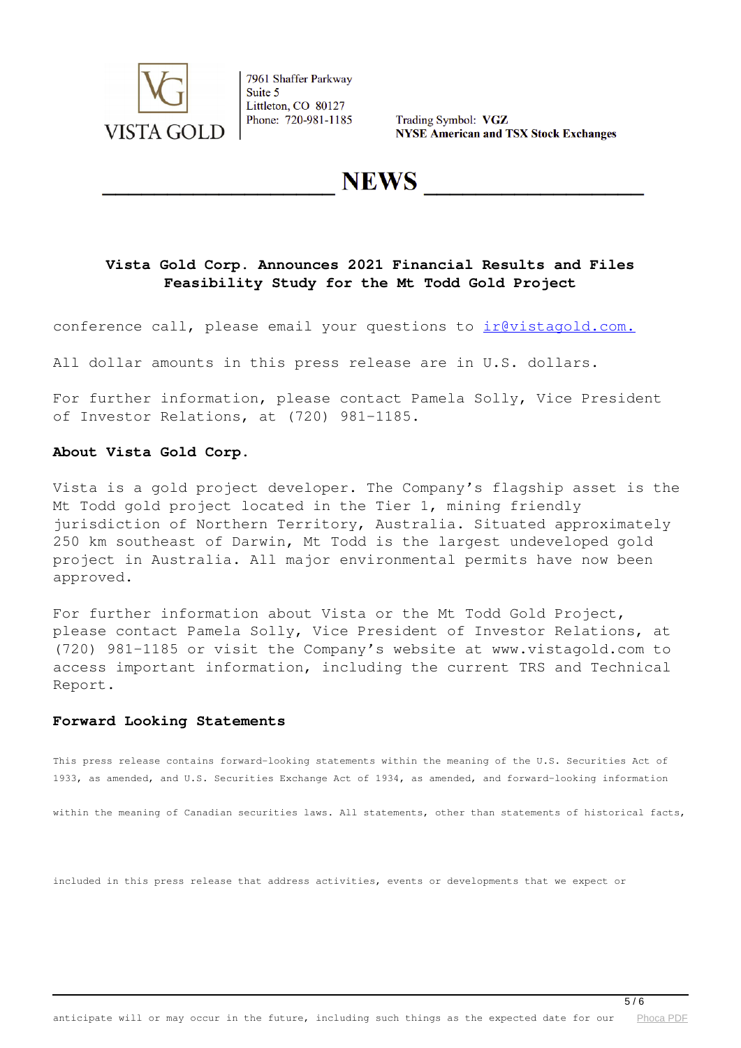conference call, please email your questions to ir@vistagold.com.

All dollar amounts in this press release are in U.S. dollars.

For further information, please contact Pamela Solly, Vice President of Investor Relations, at (720) 981-1185.

**About Vista Gold Corp.**

Vista is a gold project developer. The Company's flagship asset is the Mt Todd gold project located in the Tier 1, mining friendly jurisdiction of Northern Territory, Australia. Situated approximately 250 km southeast of Darwin, Mt Todd is the largest undeveloped gold project in Australia. All major environmental permits have now been approved.

For further information about Vista or the Mt Todd Gold Project, please contact Pamela Solly, Vice President of Investor Relations, at (720) 981-1185 or visit the Company's website at www.vistagold.com to access important information, including the current TRS and Technical Report.

**Forward Looking Statements**

This press release contains forward-looking statements within the meaning of the U.S. Securities Act of 1933, as amended, and U.S. Securities Exchange Act of 1934, as amended, and forward-looking information within the meaning of Canadian securities laws. All statements, other than statements of historical facts, included in this press release that address activities, events or developments that we expect or anticipate will or may occur in the future, including such things as the expected date for our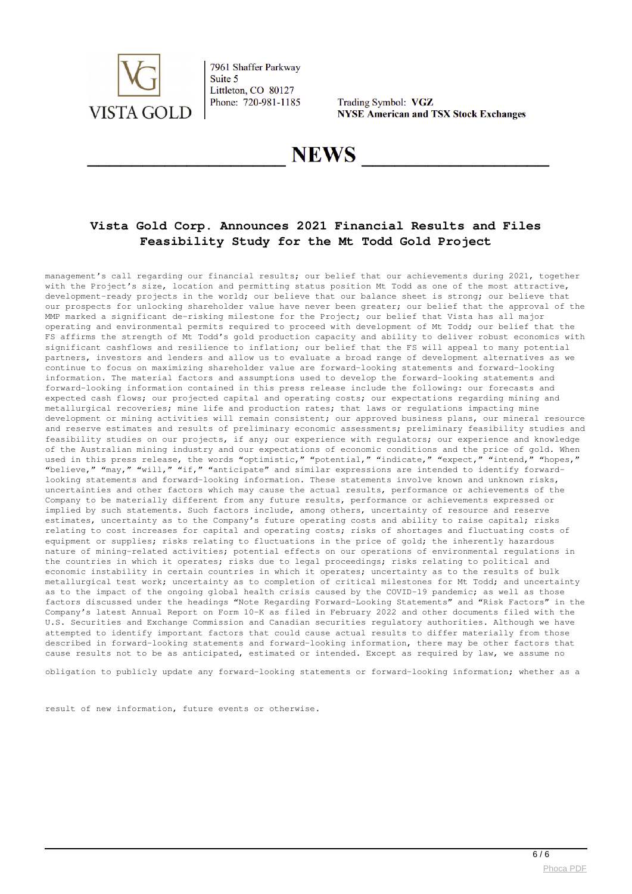# Vista Gold Corp. Announces 2021 Financial Results and Files Feasibility Study for the Mt Todd Gold Project

management's call regarding our financial results; our belief that our achievements during 2021, together with the Project's size, location and permitting status position Mt Todd as one of the most attractive, development-ready projects in the world; our believe that our balance sheet is strong; our believe that our prospects for unlocking shareholder value have never been greater; our belief that the approval of the MMP marked a significant de-risking milestone for the Project; our belief that Vista has all major operating and environmental permits required to proceed with development of Mt Todd; our belief that the FS affirms the strength of Mt Todd's gold production capacity and ability to deliver robust economics with significant cashflows and resilience to inflation; our belief that the FS will appeal to many potential partners, investors and lenders and allow us to evaluate a broad range of development alternatives as we continue to focus on maximizing shareholder value are forward-looking statements and forward-looking information. The material factors and assumptions used to develop the forward-looking statements and forward-looking information contained in this press release include the following: our forecasts and expected cash flows; our projected capital and operating costs; our expectations regarding mining and metallurgical recoveries; mine life and production rates; that laws or regulations impacting mine development or mining activities will remain consistent; our approved business plans, our mineral resource and reserve estimates and results of preliminary economic assessments; preliminary feasibility studies and feasibility studies on our projects, if any; our experience with regulators; our experience and knowledge of the Australian mining industry and our expectations of economic conditions and the price of gold. When used in this press release, the words "optimistic," "potential," "indicate," "expect," "intend," "hopes," "believe," "may," "will," "if," "anticipate" and similar expressions are intended to identify forward-looking statements and forward-looking information. These statements involve known and unknown risks, uncertainties and other factors which may cause the actual results, performance or achievements of the Company to be materially different from any future results, performance or achievements expressed or implied by such statements. Such factors include, among others, uncertainty of resource and reserve estimates, uncertainty as to the Company's future operating costs and ability to raise capital; risks relating to cost increases for capital and operating costs; risks of shortages and fluctuating costs of equipment or supplies; risks relating to fluctuations in the price of gold; the inherently hazardous nature of mining-related activities; potential effects on our operations of environmental regulations in the countries in which it operates; risks due to legal proceedings; risks relating to political and economic instability in certain countries in which it operates; uncertainty as to the results of bulk metallurgical test work; uncertainty as to completion of critical milestones for Mt Todd; and uncertainty as to the impact of the ongoing global health crisis caused by the COVID-19 pandemic; as well as those factors discussed under the headings "Note Regarding Forward-Looking Statements" and "Risk Factors" in the Company's latest Annual Report on Form 10-K as filed in February 2022 and other documents filed with the U.S. Securities and Exchange Commission and Canadian securities regulatory authorities. Although we have attempted to identify important factors that could cause actual results to differ materially from those described in forward-looking statements and forward-looking information, there may be other factors that cause results not to be as anticipated, estimated or intended. Except as required by law, we assume no obligation to publicly update any forward-looking statements or forward-looking information; whether as a result of new information, future events or otherwise.